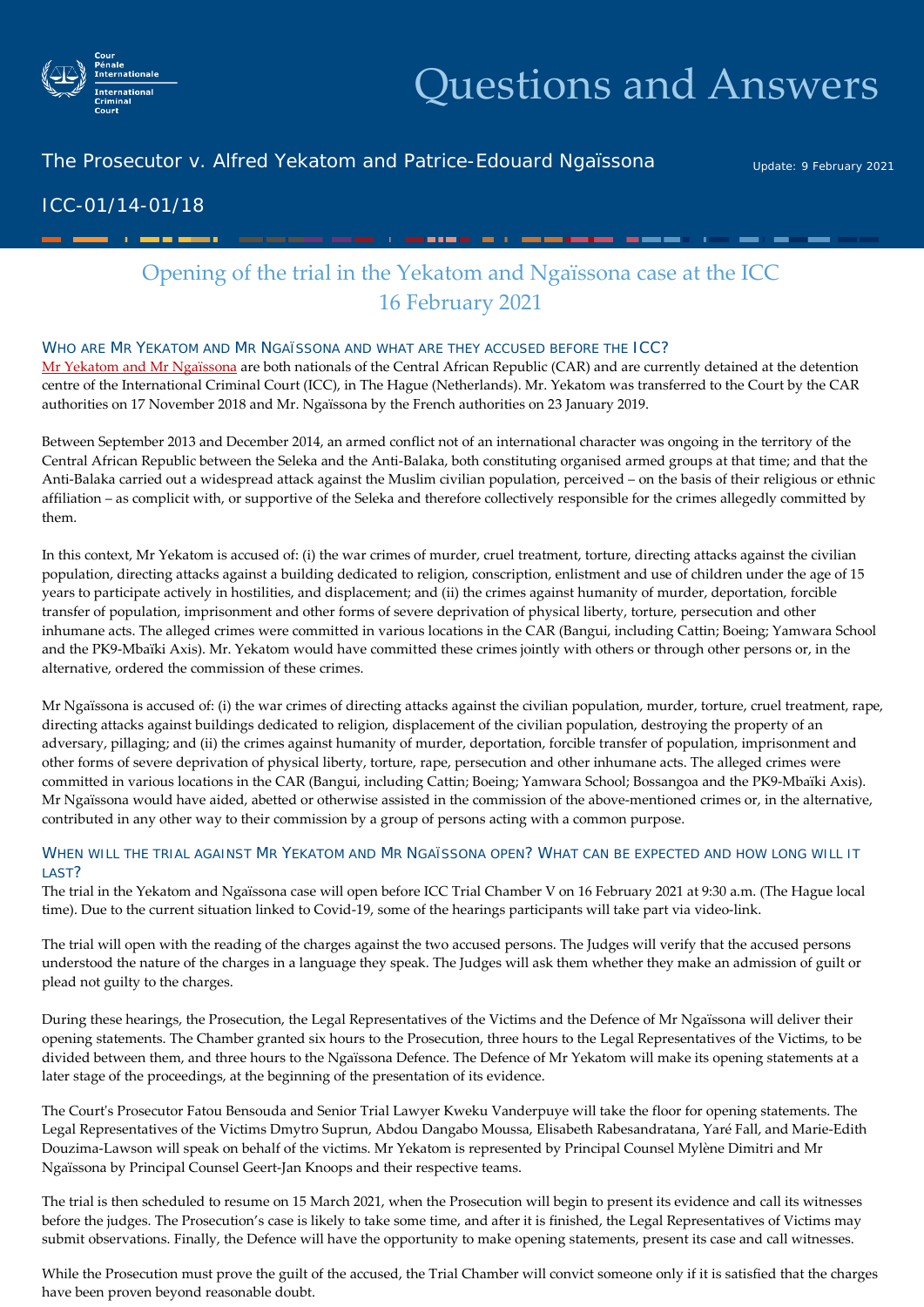Cour Pénale Internationale
International Criminal Court

# Questions and Answers

The Prosecutor v. Alfred Yekatom and Patrice-Edouard Ngaïssona

Update: 9 February 2021

ICC-01/14-01/18

## Opening of the trial in the Yekatom and Ngaïssona case at the ICC 16 February 2021

### Who are Mr Yekatom and Mr Ngaïssona and what are they accused before the ICC?

Mr Yekatom and Mr Ngaïssona are both nationals of the Central African Republic (CAR) and are currently detained at the detention centre of the International Criminal Court (ICC), in The Hague (Netherlands). Mr. Yekatom was transferred to the Court by the CAR authorities on 17 November 2018 and Mr. Ngaïssona by the French authorities on 23 January 2019.

Between September 2013 and December 2014, an armed conflict not of an international character was ongoing in the territory of the Central African Republic between the Seleka and the Anti-Balaka, both constituting organised armed groups at that time; and that the Anti-Balaka carried out a widespread attack against the Muslim civilian population, perceived – on the basis of their religious or ethnic affiliation – as complicit with, or supportive of the Seleka and therefore collectively responsible for the crimes allegedly committed by them.

In this context, Mr Yekatom is accused of: (i) the war crimes of murder, cruel treatment, torture, directing attacks against the civilian population, directing attacks against a building dedicated to religion, conscription, enlistment and use of children under the age of 15 years to participate actively in hostilities, and displacement; and (ii) the crimes against humanity of murder, deportation, forcible transfer of population, imprisonment and other forms of severe deprivation of physical liberty, torture, persecution and other inhumane acts. The alleged crimes were committed in various locations in the CAR (Bangui, including Cattin; Boeing; Yamwara School and the PK9-Mbaïki Axis). Mr. Yekatom would have committed these crimes jointly with others or through other persons or, in the alternative, ordered the commission of these crimes.

Mr Ngaïssona is accused of: (i) the war crimes of directing attacks against the civilian population, murder, torture, cruel treatment, rape, directing attacks against buildings dedicated to religion, displacement of the civilian population, destroying the property of an adversary, pillaging; and (ii) the crimes against humanity of murder, deportation, forcible transfer of population, imprisonment and other forms of severe deprivation of physical liberty, torture, rape, persecution and other inhumane acts. The alleged crimes were committed in various locations in the CAR (Bangui, including Cattin; Boeing; Yamwara School; Bossangoa and the PK9-Mbaïki Axis). Mr Ngaïssona would have aided, abetted or otherwise assisted in the commission of the above-mentioned crimes or, in the alternative, contributed in any other way to their commission by a group of persons acting with a common purpose.

### When will the trial against Mr Yekatom and Mr Ngaïssona open? What can be expected and how long will it last?

The trial in the Yekatom and Ngaïssona case will open before ICC Trial Chamber V on 16 February 2021 at 9:30 a.m. (The Hague local time). Due to the current situation linked to Covid-19, some of the hearings participants will take part via video-link.

The trial will open with the reading of the charges against the two accused persons. The Judges will verify that the accused persons understood the nature of the charges in a language they speak. The Judges will ask them whether they make an admission of guilt or plead not guilty to the charges.

During these hearings, the Prosecution, the Legal Representatives of the Victims and the Defence of Mr Ngaïssona will deliver their opening statements. The Chamber granted six hours to the Prosecution, three hours to the Legal Representatives of the Victims, to be divided between them, and three hours to the Ngaïssona Defence. The Defence of Mr Yekatom will make its opening statements at a later stage of the proceedings, at the beginning of the presentation of its evidence.

The Court's Prosecutor Fatou Bensouda and Senior Trial Lawyer Kweku Vanderpuye will take the floor for opening statements. The Legal Representatives of the Victims Dmytro Suprun, Abdou Dangabo Moussa, Elisabeth Rabesandratana, Yaré Fall, and Marie-Edith Douzima-Lawson will speak on behalf of the victims. Mr Yekatom is represented by Principal Counsel Mylène Dimitri and Mr Ngaïssona by Principal Counsel Geert-Jan Knoops and their respective teams.

The trial is then scheduled to resume on 15 March 2021, when the Prosecution will begin to present its evidence and call its witnesses before the judges. The Prosecution's case is likely to take some time, and after it is finished, the Legal Representatives of Victims may submit observations. Finally, the Defence will have the opportunity to make opening statements, present its case and call witnesses.

While the Prosecution must prove the guilt of the accused, the Trial Chamber will convict someone only if it is satisfied that the charges have been proven beyond reasonable doubt.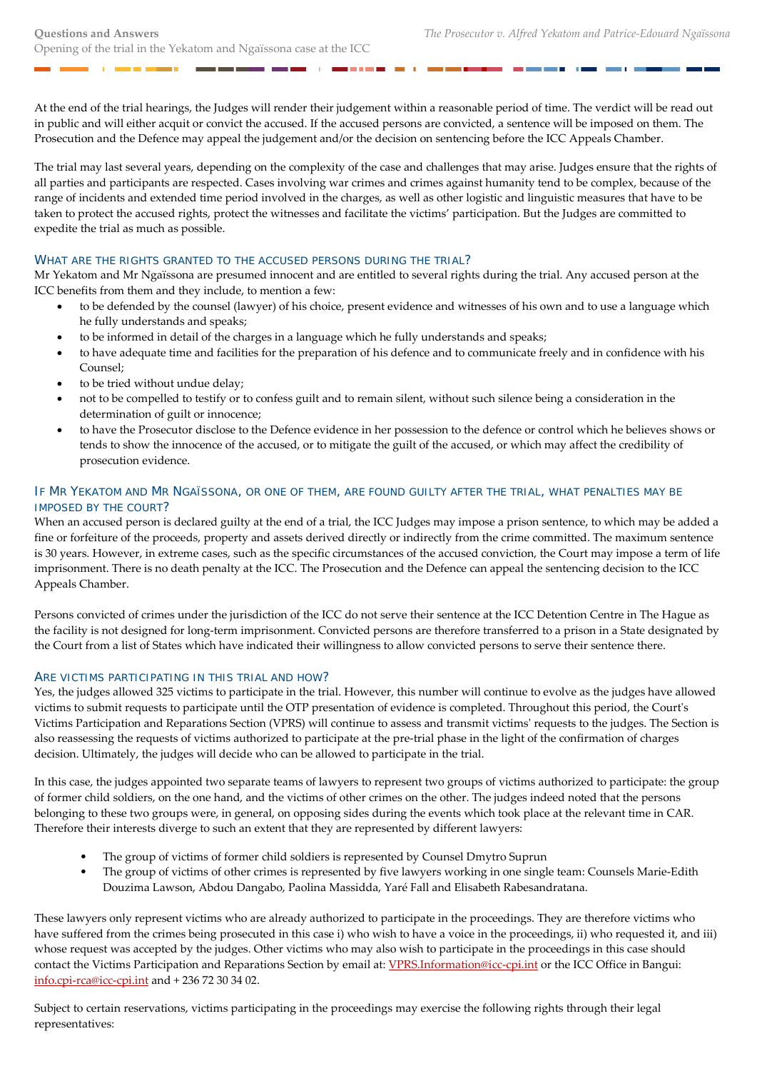At the end of the trial hearings, the Judges will render their judgement within a reasonable period of time. The verdict will be read out in public and will either acquit or convict the accused. If the accused persons are convicted, a sentence will be imposed on them. The Prosecution and the Defence may appeal the judgement and/or the decision on sentencing before the ICC Appeals Chamber.

The trial may last several years, depending on the complexity of the case and challenges that may arise. Judges ensure that the rights of all parties and participants are respected. Cases involving war crimes and crimes against humanity tend to be complex, because of the range of incidents and extended time period involved in the charges, as well as other logistic and linguistic measures that have to be taken to protect the accused rights, protect the witnesses and facilitate the victims' participation. But the Judges are committed to expedite the trial as much as possible.

## What are the rights granted to the accused persons during the trial?

Mr Yekatom and Mr Ngaïssona are presumed innocent and are entitled to several rights during the trial. Any accused person at the ICC benefits from them and they include, to mention a few:

- to be defended by the counsel (lawyer) of his choice, present evidence and witnesses of his own and to use a language which he fully understands and speaks;
- to be informed in detail of the charges in a language which he fully understands and speaks;
- to have adequate time and facilities for the preparation of his defence and to communicate freely and in confidence with his Counsel;
- to be tried without undue delay;
- not to be compelled to testify or to confess guilt and to remain silent, without such silence being a consideration in the determination of guilt or innocence;
- to have the Prosecutor disclose to the Defence evidence in her possession to the defence or control which he believes shows or tends to show the innocence of the accused, or to mitigate the guilt of the accused, or which may affect the credibility of prosecution evidence.

## If Mr Yekatom and Mr Ngaïssona, or one of them, are found guilty after the trial, what penalties may be imposed by the Court?

When an accused person is declared guilty at the end of a trial, the ICC Judges may impose a prison sentence, to which may be added a fine or forfeiture of the proceeds, property and assets derived directly or indirectly from the crime committed. The maximum sentence is 30 years. However, in extreme cases, such as the specific circumstances of the accused conviction, the Court may impose a term of life imprisonment. There is no death penalty at the ICC. The Prosecution and the Defence can appeal the sentencing decision to the ICC Appeals Chamber.

Persons convicted of crimes under the jurisdiction of the ICC do not serve their sentence at the ICC Detention Centre in The Hague as the facility is not designed for long-term imprisonment. Convicted persons are therefore transferred to a prison in a State designated by the Court from a list of States which have indicated their willingness to allow convicted persons to serve their sentence there.

## Are victims participating in this trial and how?

Yes, the judges allowed 325 victims to participate in the trial. However, this number will continue to evolve as the judges have allowed victims to submit requests to participate until the OTP presentation of evidence is completed. Throughout this period, the Court's Victims Participation and Reparations Section (VPRS) will continue to assess and transmit victims' requests to the judges. The Section is also reassessing the requests of victims authorized to participate at the pre-trial phase in the light of the confirmation of charges decision. Ultimately, the judges will decide who can be allowed to participate in the trial.

In this case, the judges appointed two separate teams of lawyers to represent two groups of victims authorized to participate: the group of former child soldiers, on the one hand, and the victims of other crimes on the other. The judges indeed noted that the persons belonging to these two groups were, in general, on opposing sides during the events which took place at the relevant time in CAR. Therefore their interests diverge to such an extent that they are represented by different lawyers:

- The group of victims of former child soldiers is represented by Counsel Dmytro Suprun
- The group of victims of other crimes is represented by five lawyers working in one single team: Counsels Marie-Edith Douzima Lawson, Abdou Dangabo, Paolina Massidda, Yaré Fall and Elisabeth Rabesandratana.

These lawyers only represent victims who are already authorized to participate in the proceedings. They are therefore victims who have suffered from the crimes being prosecuted in this case i) who wish to have a voice in the proceedings, ii) who requested it, and iii) whose request was accepted by the judges. Other victims who may also wish to participate in the proceedings in this case should contact the Victims Participation and Reparations Section by email at: VPRS.Information@icc-cpi.int or the ICC Office in Bangui: info.cpi-rca@icc-cpi.int and + 236 72 30 34 02.

Subject to certain reservations, victims participating in the proceedings may exercise the following rights through their legal representatives: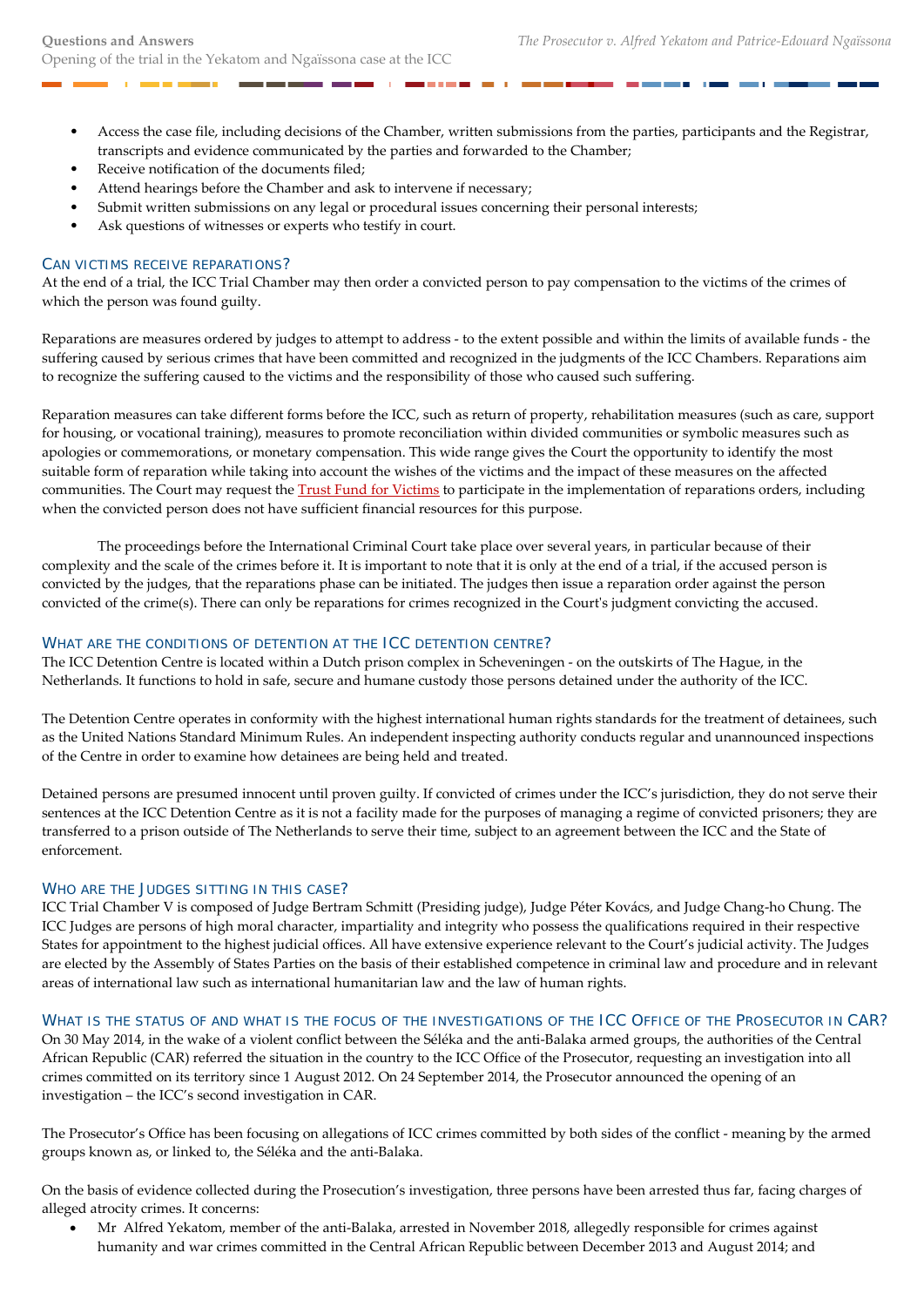- Access the case file, including decisions of the Chamber, written submissions from the parties, participants and the Registrar, transcripts and evidence communicated by the parties and forwarded to the Chamber;
- Receive notification of the documents filed;
- Attend hearings before the Chamber and ask to intervene if necessary;
- Submit written submissions on any legal or procedural issues concerning their personal interests;
- Ask questions of witnesses or experts who testify in court.

## Can victims receive reparations?

At the end of a trial, the ICC Trial Chamber may then order a convicted person to pay compensation to the victims of the crimes of which the person was found guilty.

Reparations are measures ordered by judges to attempt to address - to the extent possible and within the limits of available funds - the suffering caused by serious crimes that have been committed and recognized in the judgments of the ICC Chambers. Reparations aim to recognize the suffering caused to the victims and the responsibility of those who caused such suffering.

Reparation measures can take different forms before the ICC, such as return of property, rehabilitation measures (such as care, support for housing, or vocational training), measures to promote reconciliation within divided communities or symbolic measures such as apologies or commemorations, or monetary compensation. This wide range gives the Court the opportunity to identify the most suitable form of reparation while taking into account the wishes of the victims and the impact of these measures on the affected communities. The Court may request the Trust Fund for Victims to participate in the implementation of reparations orders, including when the convicted person does not have sufficient financial resources for this purpose.

The proceedings before the International Criminal Court take place over several years, in particular because of their complexity and the scale of the crimes before it. It is important to note that it is only at the end of a trial, if the accused person is convicted by the judges, that the reparations phase can be initiated. The judges then issue a reparation order against the person convicted of the crime(s). There can only be reparations for crimes recognized in the Court's judgment convicting the accused.

## What are the conditions of detention at the ICC detention centre?

The ICC Detention Centre is located within a Dutch prison complex in Scheveningen - on the outskirts of The Hague, in the Netherlands. It functions to hold in safe, secure and humane custody those persons detained under the authority of the ICC.

The Detention Centre operates in conformity with the highest international human rights standards for the treatment of detainees, such as the United Nations Standard Minimum Rules. An independent inspecting authority conducts regular and unannounced inspections of the Centre in order to examine how detainees are being held and treated.

Detained persons are presumed innocent until proven guilty. If convicted of crimes under the ICC's jurisdiction, they do not serve their sentences at the ICC Detention Centre as it is not a facility made for the purposes of managing a regime of convicted prisoners; they are transferred to a prison outside of The Netherlands to serve their time, subject to an agreement between the ICC and the State of enforcement.

## Who are the Judges sitting in this case?

ICC Trial Chamber V is composed of Judge Bertram Schmitt (Presiding judge), Judge Péter Kovács, and Judge Chang-ho Chung. The ICC Judges are persons of high moral character, impartiality and integrity who possess the qualifications required in their respective States for appointment to the highest judicial offices. All have extensive experience relevant to the Court's judicial activity. The Judges are elected by the Assembly of States Parties on the basis of their established competence in criminal law and procedure and in relevant areas of international law such as international humanitarian law and the law of human rights.

## What is the status of and what is the focus of the investigations of the ICC Office of the Prosecutor in CAR?

On 30 May 2014, in the wake of a violent conflict between the Séléka and the anti-Balaka armed groups, the authorities of the Central African Republic (CAR) referred the situation in the country to the ICC Office of the Prosecutor, requesting an investigation into all crimes committed on its territory since 1 August 2012. On 24 September 2014, the Prosecutor announced the opening of an investigation – the ICC's second investigation in CAR.

The Prosecutor's Office has been focusing on allegations of ICC crimes committed by both sides of the conflict - meaning by the armed groups known as, or linked to, the Séléka and the anti-Balaka.

On the basis of evidence collected during the Prosecution's investigation, three persons have been arrested thus far, facing charges of alleged atrocity crimes. It concerns:

- Mr Alfred Yekatom, member of the anti-Balaka, arrested in November 2018, allegedly responsible for crimes against humanity and war crimes committed in the Central African Republic between December 2013 and August 2014; and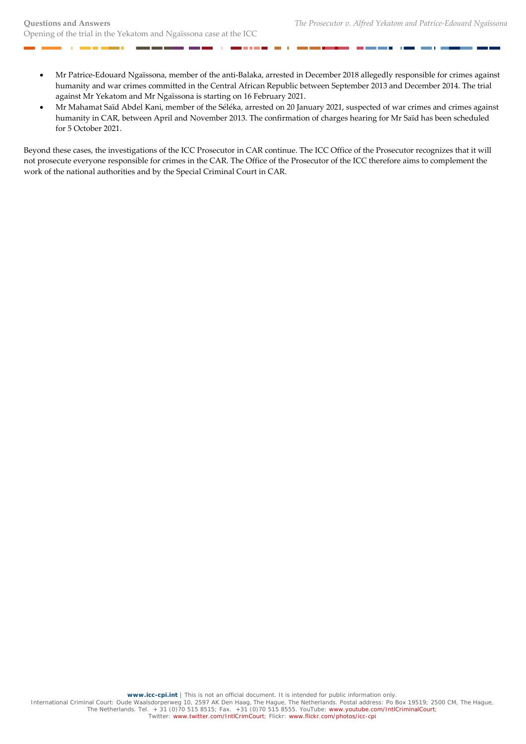- Mr Patrice-Edouard Ngaïssona, member of the anti-Balaka, arrested in December 2018 allegedly responsible for crimes against humanity and war crimes committed in the Central African Republic between September 2013 and December 2014. The trial against Mr Yekatom and Mr Ngaïssona is starting on 16 February 2021.
- Mr Mahamat Saïd Abdel Kani, member of the Séléka, arrested on 20 January 2021, suspected of war crimes and crimes against humanity in CAR, between April and November 2013. The confirmation of charges hearing for Mr Saïd has been scheduled for 5 October 2021.

Beyond these cases, the investigations of the ICC Prosecutor in CAR continue. The ICC Office of the Prosecutor recognizes that it will not prosecute everyone responsible for crimes in the CAR. The Office of the Prosecutor of the ICC therefore aims to complement the work of the national authorities and by the Special Criminal Court in CAR.